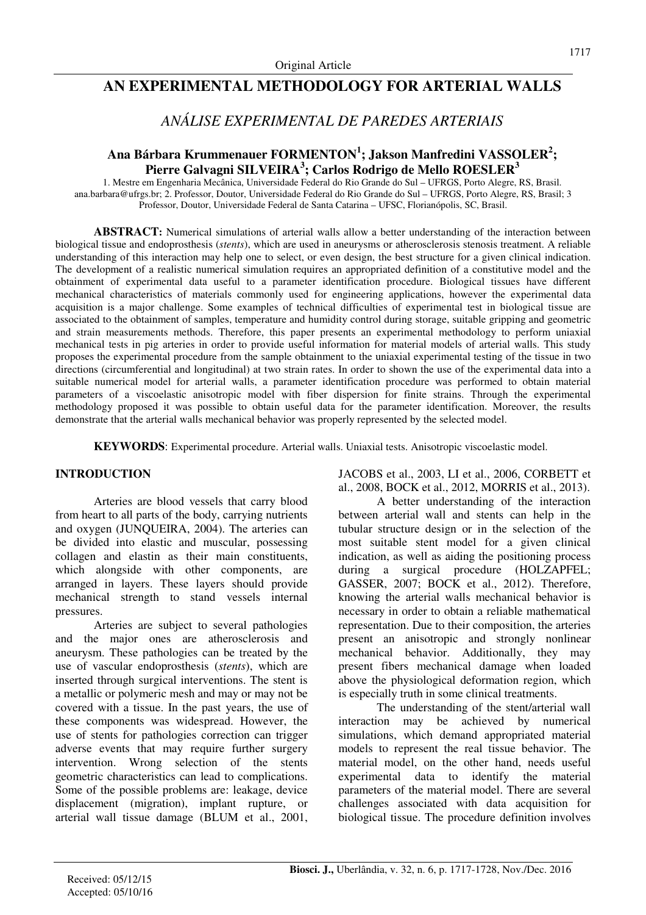Original Article

# AN EXPERIMENTAL METHODOLOGY FOR ARTERIAL WALLS

## *ANÁLISE EXPERIMENTAL DE PAREDES ARTERIAIS*

**Ana Bárbara Krummenauer FORMENTON[1]; Jakson Manfredini VASSOLER[2]; Pierre Galvagni SILVEIRA[3]; Carlos Rodrigo de Mello ROESLER[3]**

1. Mestre em Engenharia Mecânica, Universidade Federal do Rio Grande do Sul – UFRGS, Porto Alegre, RS, Brasil. ana.barbara@ufrgs.br; 2. Professor, Doutor, Universidade Federal do Rio Grande do Sul – UFRGS, Porto Alegre, RS, Brasil; 3 Professor, Doutor, Universidade Federal de Santa Catarina – UFSC, Florianópolis, SC, Brasil.

**ABSTRACT:** Numerical simulations of arterial walls allow a better understanding of the interaction between biological tissue and endoprosthesis (*stents*), which are used in aneurysms or atherosclerosis stenosis treatment. A reliable understanding of this interaction may help one to select, or even design, the best structure for a given clinical indication. The development of a realistic numerical simulation requires an appropriated definition of a constitutive model and the obtainment of experimental data useful to a parameter identification procedure. Biological tissues have different mechanical characteristics of materials commonly used for engineering applications, however the experimental data acquisition is a major challenge. Some examples of technical difficulties of experimental test in biological tissue are associated to the obtainment of samples, temperature and humidity control during storage, suitable gripping and geometric and strain measurements methods. Therefore, this paper presents an experimental methodology to perform uniaxial mechanical tests in pig arteries in order to provide useful information for material models of arterial walls. This study proposes the experimental procedure from the sample obtainment to the uniaxial experimental testing of the tissue in two directions (circumferential and longitudinal) at two strain rates. In order to shown the use of the experimental data into a suitable numerical model for arterial walls, a parameter identification procedure was performed to obtain material parameters of a viscoelastic anisotropic model with fiber dispersion for finite strains. Through the experimental methodology proposed it was possible to obtain useful data for the parameter identification. Moreover, the results demonstrate that the arterial walls mechanical behavior was properly represented by the selected model.

**KEYWORDS**: Experimental procedure. Arterial walls. Uniaxial tests. Anisotropic viscoelastic model.

## INTRODUCTION

Arteries are blood vessels that carry blood from heart to all parts of the body, carrying nutrients and oxygen (JUNQUEIRA, 2004). The arteries can be divided into elastic and muscular, possessing collagen and elastin as their main constituents, which alongside with other components, are arranged in layers. These layers should provide mechanical strength to stand vessels internal pressures.

Arteries are subject to several pathologies and the major ones are atherosclerosis and aneurysm. These pathologies can be treated by the use of vascular endoprosthesis (*stents*), which are inserted through surgical interventions. The stent is a metallic or polymeric mesh and may or may not be covered with a tissue. In the past years, the use of these components was widespread. However, the use of stents for pathologies correction can trigger adverse events that may require further surgery intervention. Wrong selection of the stents geometric characteristics can lead to complications. Some of the possible problems are: leakage, device displacement (migration), implant rupture, or arterial wall tissue damage (BLUM et al., 2001, JACOBS et al., 2003, LI et al., 2006, CORBETT et al., 2008, BOCK et al., 2012, MORRIS et al., 2013).

A better understanding of the interaction between arterial wall and stents can help in the tubular structure design or in the selection of the most suitable stent model for a given clinical indication, as well as aiding the positioning process during a surgical procedure (HOLZAPFEL; GASSER, 2007; BOCK et al., 2012). Therefore, knowing the arterial walls mechanical behavior is necessary in order to obtain a reliable mathematical representation. Due to their composition, the arteries present an anisotropic and strongly nonlinear mechanical behavior. Additionally, they may present fibers mechanical damage when loaded above the physiological deformation region, which is especially truth in some clinical treatments.

The understanding of the stent/arterial wall interaction may be achieved by numerical simulations, which demand appropriated material models to represent the real tissue behavior. The material model, on the other hand, needs useful experimental data to identify the material parameters of the material model. There are several challenges associated with data acquisition for biological tissue. The procedure definition involves

Received: 05/12/15
Accepted: 05/10/16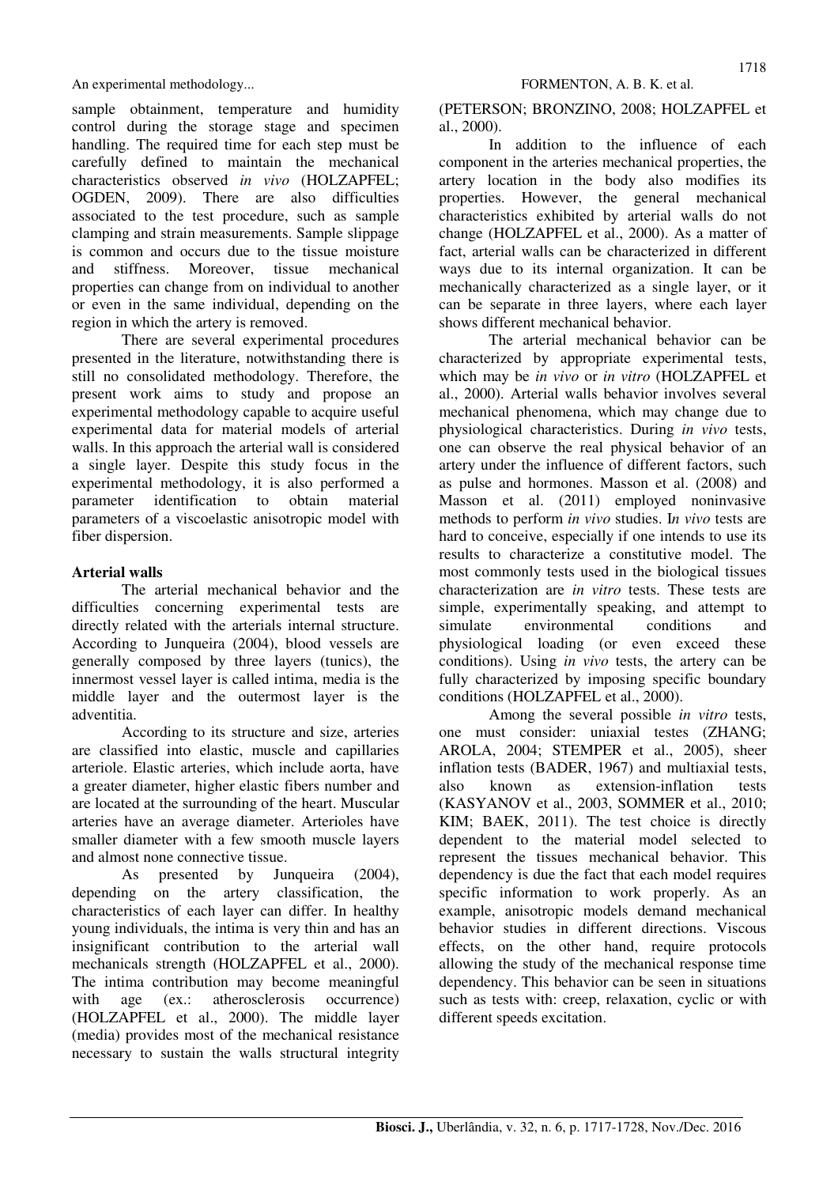sample obtainment, temperature and humidity control during the storage stage and specimen handling. The required time for each step must be carefully defined to maintain the mechanical characteristics observed *in vivo* (HOLZAPFEL; OGDEN, 2009). There are also difficulties associated to the test procedure, such as sample clamping and strain measurements. Sample slippage is common and occurs due to the tissue moisture and stiffness. Moreover, tissue mechanical properties can change from on individual to another or even in the same individual, depending on the region in which the artery is removed.

There are several experimental procedures presented in the literature, notwithstanding there is still no consolidated methodology. Therefore, the present work aims to study and propose an experimental methodology capable to acquire useful experimental data for material models of arterial walls. In this approach the arterial wall is considered a single layer. Despite this study focus in the experimental methodology, it is also performed a parameter identification to obtain material parameters of a viscoelastic anisotropic model with fiber dispersion.

## Arterial walls

The arterial mechanical behavior and the difficulties concerning experimental tests are directly related with the arterials internal structure. According to Junqueira (2004), blood vessels are generally composed by three layers (tunics), the innermost vessel layer is called intima, media is the middle layer and the outermost layer is the adventitia.

According to its structure and size, arteries are classified into elastic, muscle and capillaries arteriole. Elastic arteries, which include aorta, have a greater diameter, higher elastic fibers number and are located at the surrounding of the heart. Muscular arteries have an average diameter. Arterioles have smaller diameter with a few smooth muscle layers and almost none connective tissue.

As presented by Junqueira (2004), depending on the artery classification, the characteristics of each layer can differ. In healthy young individuals, the intima is very thin and has an insignificant contribution to the arterial wall mechanicals strength (HOLZAPFEL et al., 2000). The intima contribution may become meaningful with age (ex.: atherosclerosis occurrence) (HOLZAPFEL et al., 2000). The middle layer (media) provides most of the mechanical resistance necessary to sustain the walls structural integrity (PETERSON; BRONZINO, 2008; HOLZAPFEL et al., 2000).

In addition to the influence of each component in the arteries mechanical properties, the artery location in the body also modifies its properties. However, the general mechanical characteristics exhibited by arterial walls do not change (HOLZAPFEL et al., 2000). As a matter of fact, arterial walls can be characterized in different ways due to its internal organization. It can be mechanically characterized as a single layer, or it can be separate in three layers, where each layer shows different mechanical behavior.

The arterial mechanical behavior can be characterized by appropriate experimental tests, which may be *in vivo* or *in vitro* (HOLZAPFEL et al., 2000). Arterial walls behavior involves several mechanical phenomena, which may change due to physiological characteristics. During *in vivo* tests, one can observe the real physical behavior of an artery under the influence of different factors, such as pulse and hormones. Masson et al. (2008) and Masson et al. (2011) employed noninvasive methods to perform *in vivo* studies. I*n vivo* tests are hard to conceive, especially if one intends to use its results to characterize a constitutive model. The most commonly tests used in the biological tissues characterization are *in vitro* tests. These tests are simple, experimentally speaking, and attempt to simulate environmental conditions and physiological loading (or even exceed these conditions). Using *in vivo* tests, the artery can be fully characterized by imposing specific boundary conditions (HOLZAPFEL et al., 2000).

Among the several possible *in vitro* tests, one must consider: uniaxial testes (ZHANG; AROLA, 2004; STEMPER et al., 2005), sheer inflation tests (BADER, 1967) and multiaxial tests, also known as extension-inflation tests (KASYANOV et al., 2003, SOMMER et al., 2010; KIM; BAEK, 2011). The test choice is directly dependent to the material model selected to represent the tissues mechanical behavior. This dependency is due the fact that each model requires specific information to work properly. As an example, anisotropic models demand mechanical behavior studies in different directions. Viscous effects, on the other hand, require protocols allowing the study of the mechanical response time dependency. This behavior can be seen in situations such as tests with: creep, relaxation, cyclic or with different speeds excitation.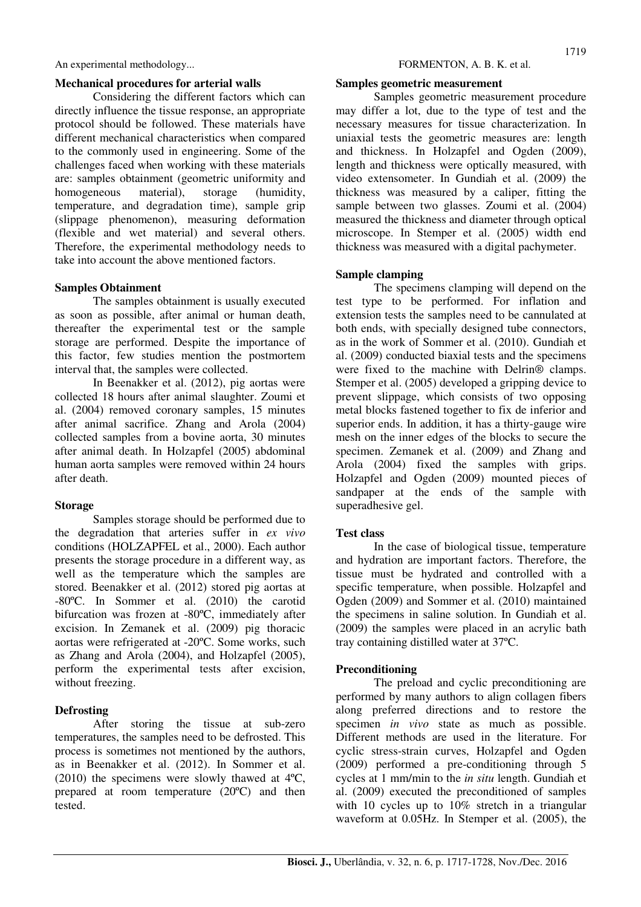### Mechanical procedures for arterial walls

Considering the different factors which can directly influence the tissue response, an appropriate protocol should be followed. These materials have different mechanical characteristics when compared to the commonly used in engineering. Some of the challenges faced when working with these materials are: samples obtainment (geometric uniformity and homogeneous material), storage (humidity, temperature, and degradation time), sample grip (slippage phenomenon), measuring deformation (flexible and wet material) and several others. Therefore, the experimental methodology needs to take into account the above mentioned factors.

### Samples Obtainment

The samples obtainment is usually executed as soon as possible, after animal or human death, thereafter the experimental test or the sample storage are performed. Despite the importance of this factor, few studies mention the postmortem interval that, the samples were collected.

In Beenakker et al. (2012), pig aortas were collected 18 hours after animal slaughter. Zoumi et al. (2004) removed coronary samples, 15 minutes after animal sacrifice. Zhang and Arola (2004) collected samples from a bovine aorta, 30 minutes after animal death. In Holzapfel (2005) abdominal human aorta samples were removed within 24 hours after death.

### Storage

Samples storage should be performed due to the degradation that arteries suffer in *ex vivo* conditions (HOLZAPFEL et al., 2000). Each author presents the storage procedure in a different way, as well as the temperature which the samples are stored. Beenakker et al. (2012) stored pig aortas at -80ºC. In Sommer et al. (2010) the carotid bifurcation was frozen at -80ºC, immediately after excision. In Zemanek et al. (2009) pig thoracic aortas were refrigerated at -20ºC. Some works, such as Zhang and Arola (2004), and Holzapfel (2005), perform the experimental tests after excision, without freezing.

### Defrosting

After storing the tissue at sub-zero temperatures, the samples need to be defrosted. This process is sometimes not mentioned by the authors, as in Beenakker et al. (2012). In Sommer et al. (2010) the specimens were slowly thawed at 4ºC, prepared at room temperature (20ºC) and then tested.

### Samples geometric measurement

Samples geometric measurement procedure may differ a lot, due to the type of test and the necessary measures for tissue characterization. In uniaxial tests the geometric measures are: length and thickness. In Holzapfel and Ogden (2009), length and thickness were optically measured, with video extensometer. In Gundiah et al. (2009) the thickness was measured by a caliper, fitting the sample between two glasses. Zoumi et al. (2004) measured the thickness and diameter through optical microscope. In Stemper et al. (2005) width end thickness was measured with a digital pachymeter.

### Sample clamping

The specimens clamping will depend on the test type to be performed. For inflation and extension tests the samples need to be cannulated at both ends, with specially designed tube connectors, as in the work of Sommer et al. (2010). Gundiah et al. (2009) conducted biaxial tests and the specimens were fixed to the machine with Delrin® clamps. Stemper et al. (2005) developed a gripping device to prevent slippage, which consists of two opposing metal blocks fastened together to fix de inferior and superior ends. In addition, it has a thirty-gauge wire mesh on the inner edges of the blocks to secure the specimen. Zemanek et al. (2009) and Zhang and Arola (2004) fixed the samples with grips. Holzapfel and Ogden (2009) mounted pieces of sandpaper at the ends of the sample with superadhesive gel.

### Test class

In the case of biological tissue, temperature and hydration are important factors. Therefore, the tissue must be hydrated and controlled with a specific temperature, when possible. Holzapfel and Ogden (2009) and Sommer et al. (2010) maintained the specimens in saline solution. In Gundiah et al. (2009) the samples were placed in an acrylic bath tray containing distilled water at 37ºC.

### Preconditioning

The preload and cyclic preconditioning are performed by many authors to align collagen fibers along preferred directions and to restore the specimen *in vivo* state as much as possible. Different methods are used in the literature. For cyclic stress-strain curves, Holzapfel and Ogden (2009) performed a pre-conditioning through 5 cycles at 1 mm/min to the *in situ* length. Gundiah et al. (2009) executed the preconditioned of samples with 10 cycles up to 10% stretch in a triangular waveform at 0.05Hz. In Stemper et al. (2005), the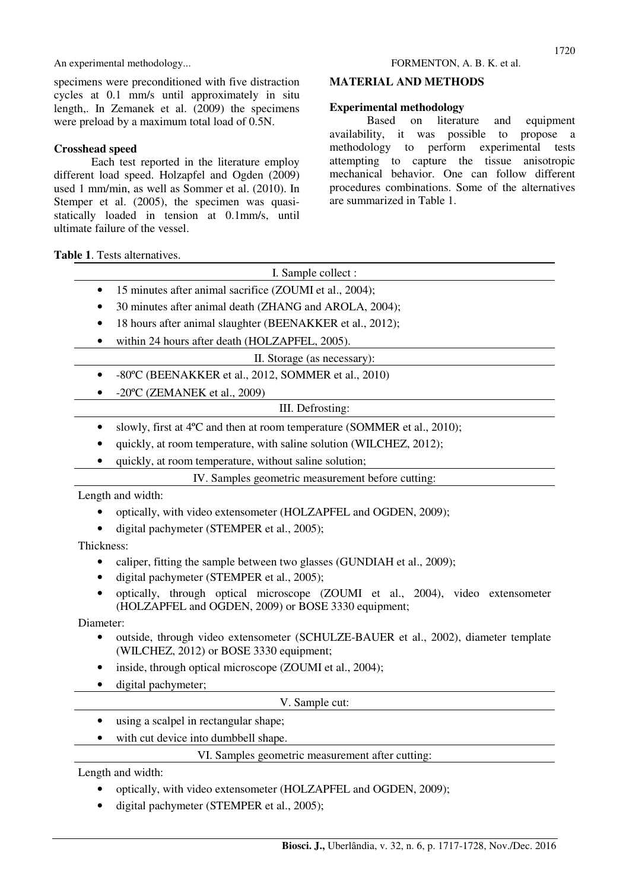specimens were preconditioned with five distraction cycles at 0.1 mm/s until approximately in situ length,. In Zemanek et al. (2009) the specimens were preload by a maximum total load of 0.5N.

### Crosshead speed

Each test reported in the literature employ different load speed. Holzapfel and Ogden (2009) used 1 mm/min, as well as Sommer et al. (2010). In Stemper et al. (2005), the specimen was quasi-statically loaded in tension at 0.1mm/s, until ultimate failure of the vessel.

## MATERIAL AND METHODS

### Experimental methodology

Based on literature and equipment availability, it was possible to propose a methodology to perform experimental tests attempting to capture the tissue anisotropic mechanical behavior. One can follow different procedures combinations. Some of the alternatives are summarized in Table 1.

**Table 1**. Tests alternatives.

| I. Sample collect : |
|---|
| • 15 minutes after animal sacrifice (ZOUMI et al., 2004); |
| • 30 minutes after animal death (ZHANG and AROLA, 2004); |
| • 18 hours after animal slaughter (BEENAKKER et al., 2012); |
| • within 24 hours after death (HOLZAPFEL, 2005). |
| **II. Storage (as necessary):** |
| • -80ºC (BEENAKKER et al., 2012, SOMMER et al., 2010) |
| • -20ºC (ZEMANEK et al., 2009) |
| **III. Defrosting:** |
| • slowly, first at 4ºC and then at room temperature (SOMMER et al., 2010); |
| • quickly, at room temperature, with saline solution (WILCHEZ, 2012); |
| • quickly, at room temperature, without saline solution; |
| **IV. Samples geometric measurement before cutting:** |
| Length and width: |
| • optically, with video extensometer (HOLZAPFEL and OGDEN, 2009); |
| • digital pachymeter (STEMPER et al., 2005); |
| Thickness: |
| • caliper, fitting the sample between two glasses (GUNDIAH et al., 2009); |
| • digital pachymeter (STEMPER et al., 2005); |
| • optically, through optical microscope (ZOUMI et al., 2004), video extensometer (HOLZAPFEL and OGDEN, 2009) or BOSE 3330 equipment; |
| Diameter: |
| • outside, through video extensometer (SCHULZE-BAUER et al., 2002), diameter template (WILCHEZ, 2012) or BOSE 3330 equipment; |
| • inside, through optical microscope (ZOUMI et al., 2004); |
| • digital pachymeter; |
| **V. Sample cut:** |
| • using a scalpel in rectangular shape; |
| • with cut device into dumbbell shape. |
| **VI. Samples geometric measurement after cutting:** |
| Length and width: |
| • optically, with video extensometer (HOLZAPFEL and OGDEN, 2009); |
| • digital pachymeter (STEMPER et al., 2005); |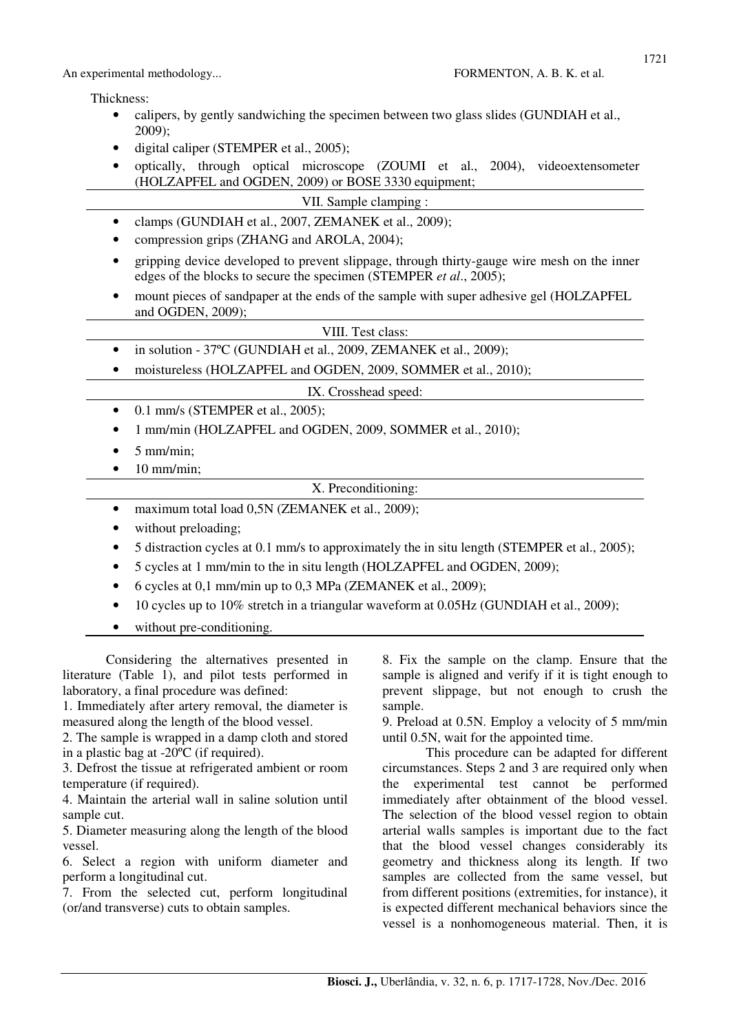Thickness:

- calipers, by gently sandwiching the specimen between two glass slides (GUNDIAH et al., 2009);
- digital caliper (STEMPER et al., 2005);
- optically, through optical microscope (ZOUMI et al., 2004), videoextensometer (HOLZAPFEL and OGDEN, 2009) or BOSE 3330 equipment;

VII. Sample clamping :

- clamps (GUNDIAH et al., 2007, ZEMANEK et al., 2009);
- compression grips (ZHANG and AROLA, 2004);
- gripping device developed to prevent slippage, through thirty-gauge wire mesh on the inner edges of the blocks to secure the specimen (STEMPER *et al*., 2005);
- mount pieces of sandpaper at the ends of the sample with super adhesive gel (HOLZAPFEL and OGDEN, 2009);

VIII. Test class:

- in solution - 37ºC (GUNDIAH et al., 2009, ZEMANEK et al., 2009);
- moistureless (HOLZAPFEL and OGDEN, 2009, SOMMER et al., 2010);

IX. Crosshead speed:

- 0.1 mm/s (STEMPER et al., 2005);
- 1 mm/min (HOLZAPFEL and OGDEN, 2009, SOMMER et al., 2010);
- 5 mm/min;
- 10 mm/min;

X. Preconditioning:

- maximum total load 0,5N (ZEMANEK et al., 2009);
- without preloading;
- 5 distraction cycles at 0.1 mm/s to approximately the in situ length (STEMPER et al., 2005);
- 5 cycles at 1 mm/min to the in situ length (HOLZAPFEL and OGDEN, 2009);
- 6 cycles at 0,1 mm/min up to 0,3 MPa (ZEMANEK et al., 2009);
- 10 cycles up to 10% stretch in a triangular waveform at 0.05Hz (GUNDIAH et al., 2009);
- without pre-conditioning.

Considering the alternatives presented in literature (Table 1), and pilot tests performed in laboratory, a final procedure was defined:

1. Immediately after artery removal, the diameter is measured along the length of the blood vessel.
2. The sample is wrapped in a damp cloth and stored in a plastic bag at -20ºC (if required).
3. Defrost the tissue at refrigerated ambient or room temperature (if required).
4. Maintain the arterial wall in saline solution until sample cut.
5. Diameter measuring along the length of the blood vessel.
6. Select a region with uniform diameter and perform a longitudinal cut.
7. From the selected cut, perform longitudinal (or/and transverse) cuts to obtain samples.
8. Fix the sample on the clamp. Ensure that the sample is aligned and verify if it is tight enough to prevent slippage, but not enough to crush the sample.
9. Preload at 0.5N. Employ a velocity of 5 mm/min until 0.5N, wait for the appointed time.

This procedure can be adapted for different circumstances. Steps 2 and 3 are required only when the experimental test cannot be performed immediately after obtainment of the blood vessel. The selection of the blood vessel region to obtain arterial walls samples is important due to the fact that the blood vessel changes considerably its geometry and thickness along its length. If two samples are collected from the same vessel, but from different positions (extremities, for instance), it is expected different mechanical behaviors since the vessel is a nonhomogeneous material. Then, it is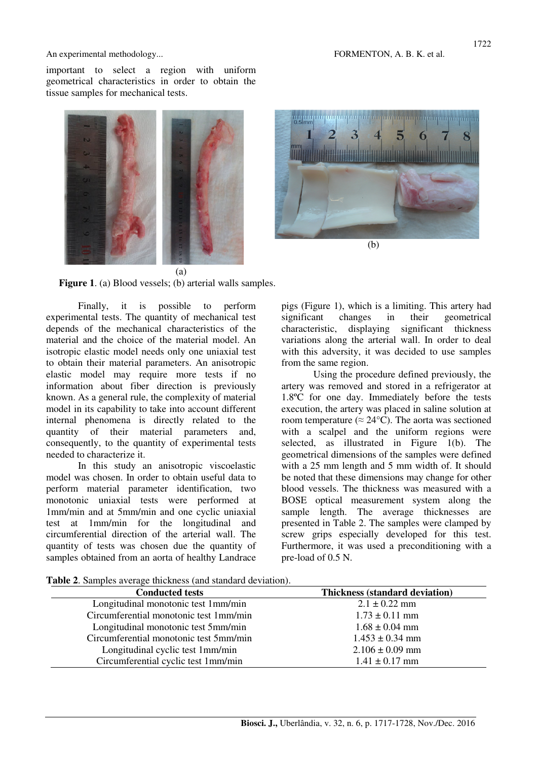important to select a region with uniform geometrical characteristics in order to obtain the tissue samples for mechanical tests.

**Figure 1**. (a) Blood vessels; (b) arterial walls samples.

Finally, it is possible to perform experimental tests. The quantity of mechanical test depends of the mechanical characteristics of the material and the choice of the material model. An isotropic elastic model needs only one uniaxial test to obtain their material parameters. An anisotropic elastic model may require more tests if no information about fiber direction is previously known. As a general rule, the complexity of material model in its capability to take into account different internal phenomena is directly related to the quantity of their material parameters and, consequently, to the quantity of experimental tests needed to characterize it.

In this study an anisotropic viscoelastic model was chosen. In order to obtain useful data to perform material parameter identification, two monotonic uniaxial tests were performed at 1mm/min and at 5mm/min and one cyclic uniaxial test at 1mm/min for the longitudinal and circumferential direction of the arterial wall. The quantity of tests was chosen due the quantity of samples obtained from an aorta of healthy Landrace pigs (Figure 1), which is a limiting. This artery had significant changes in their geometrical characteristic, displaying significant thickness variations along the arterial wall. In order to deal with this adversity, it was decided to use samples from the same region.

Using the procedure defined previously, the artery was removed and stored in a refrigerator at 1.8ºC for one day. Immediately before the tests execution, the artery was placed in saline solution at room temperature (≈ 24°C). The aorta was sectioned with a scalpel and the uniform regions were selected, as illustrated in Figure 1(b). The geometrical dimensions of the samples were defined with a 25 mm length and 5 mm width of. It should be noted that these dimensions may change for other blood vessels. The thickness was measured with a BOSE optical measurement system along the sample length. The average thicknesses are presented in Table 2. The samples were clamped by screw grips especially developed for this test. Furthermore, it was used a preconditioning with a pre-load of 0.5 N.

**Table 2**. Samples average thickness (and standard deviation).

| Conducted tests | Thickness (standard deviation) |
|---|---|
| Longitudinal monotonic test 1mm/min | 2.1 ± 0.22 mm |
| Circumferential monotonic test 1mm/min | 1.73 ± 0.11 mm |
| Longitudinal monotonic test 5mm/min | 1.68 ± 0.04 mm |
| Circumferential monotonic test 5mm/min | 1.453 ± 0.34 mm |
| Longitudinal cyclic test 1mm/min | 2.106 ± 0.09 mm |
| Circumferential cyclic test 1mm/min | 1.41 ± 0.17 mm |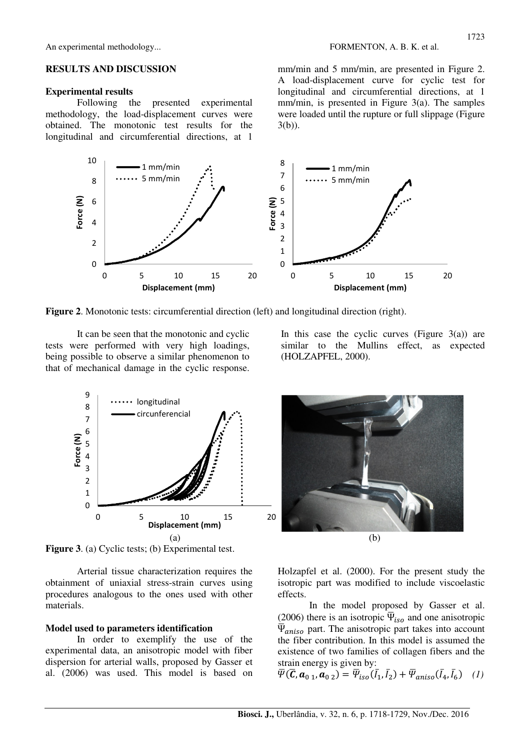## RESULTS AND DISCUSSION

### Experimental results

Following the presented experimental methodology, the load-displacement curves were obtained. The monotonic test results for the longitudinal and circumferential directions, at 1 mm/min and 5 mm/min, are presented in Figure 2. A load-displacement curve for cyclic test for longitudinal and circumferential directions, at 1 mm/min, is presented in Figure 3(a). The samples were loaded until the rupture or full slippage (Figure 3(b)).

**Figure 2**. Monotonic tests: circumferential direction (left) and longitudinal direction (right).

It can be seen that the monotonic and cyclic tests were performed with very high loadings, being possible to observe a similar phenomenon to that of mechanical damage in the cyclic response. In this case the cyclic curves (Figure 3(a)) are similar to the Mullins effect, as expected (HOLZAPFEL, 2000).

(a) (b)

**Figure 3**. (a) Cyclic tests; (b) Experimental test.

Arterial tissue characterization requires the obtainment of uniaxial stress-strain curves using procedures analogous to the ones used with other materials.

### Model used to parameters identification

In order to exemplify the use of the experimental data, an anisotropic model with fiber dispersion for arterial walls, proposed by Gasser et al. (2006) was used. This model is based on Holzapfel et al. (2000). For the present study the isotropic part was modified to include viscoelastic effects.

In the model proposed by Gasser et al. (2006) there is an isotropic $\overline{\Psi}_{iso}$ and one anisotropic $\overline{\Psi}_{aniso}$ part. The anisotropic part takes into account the fiber contribution. In this model is assumed the existence of two families of collagen fibers and the strain energy is given by:

$$\overline{\Psi}(\overline{\boldsymbol{C}}, \boldsymbol{a}_{0\,1}, \boldsymbol{a}_{0\,2}) = \overline{\Psi}_{iso}(\bar{I}_1, \bar{I}_2) + \overline{\Psi}_{aniso}(\bar{I}_4, \bar{I}_6) \quad (1)$$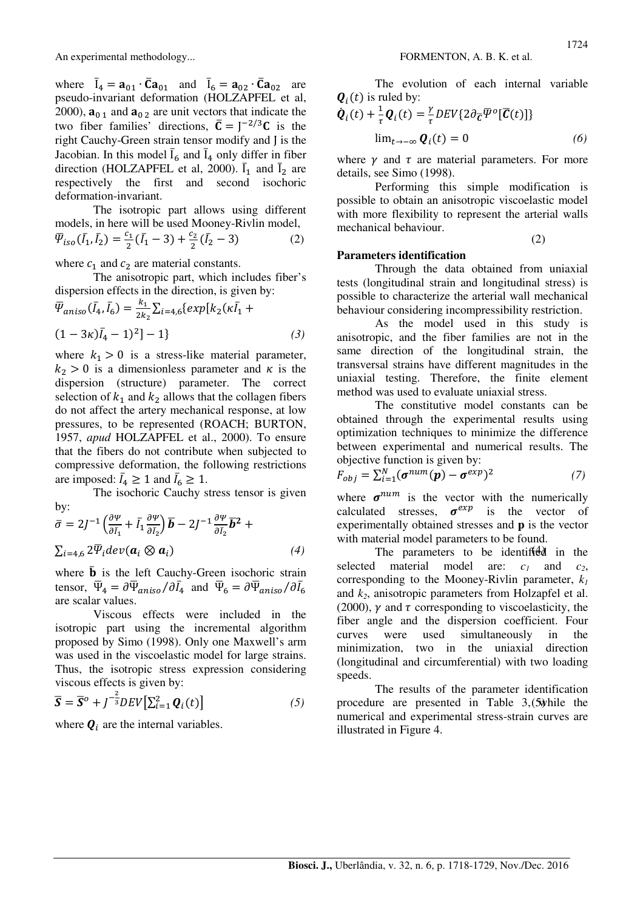where $\bar{I}_4 = \mathbf{a}_{01} \cdot \bar{\mathbf{C}}\mathbf{a}_{01}$ and $\bar{I}_6 = \mathbf{a}_{02} \cdot \bar{\mathbf{C}}\mathbf{a}_{02}$ are pseudo-invariant deformation (HOLZAPFEL et al, 2000), $\mathbf{a}_{01}$ and $\mathbf{a}_{02}$ are unit vectors that indicate the two fiber families' directions, $\bar{\mathbf{C}} = J^{-2/3}\mathbf{C}$ is the right Cauchy-Green strain tensor modify and J is the Jacobian. In this model $\bar{I}_6$ and $\bar{I}_4$ only differ in fiber direction (HOLZAPFEL et al, 2000). $\bar{I}_1$ and $\bar{I}_2$ are respectively the first and second isochoric deformation-invariant.

The isotropic part allows using different models, in here will be used Mooney-Rivlin model,

$$\bar{\Psi}_{iso}(\bar{I}_1, \bar{I}_2) = \frac{c_1}{2}(\bar{I}_1 - 3) + \frac{c_2}{2}(\bar{I}_2 - 3) \qquad (2)$$

where $c_1$ and $c_2$ are material constants.

The anisotropic part, which includes fiber's dispersion effects in the direction, is given by:

$$\bar{\Psi}_{aniso}(\bar{I}_4, \bar{I}_6) = \frac{k_1}{2k_2}\sum_{i=4,6}\{exp[k_2(\kappa\bar{I}_1 + (1 - 3\kappa)\bar{I}_4 - 1)^2] - 1\} \qquad (3)$$

where $k_1 > 0$ is a stress-like material parameter, $k_2 > 0$ is a dimensionless parameter and $\kappa$ is the dispersion (structure) parameter. The correct selection of $k_1$ and $k_2$ allows that the collagen fibers do not affect the artery mechanical response, at low pressures, to be represented (ROACH; BURTON, 1957, *apud* HOLZAPFEL et al., 2000). To ensure that the fibers do not contribute when subjected to compressive deformation, the following restrictions are imposed: $\bar{I}_4 \geq 1$ and $\bar{I}_6 \geq 1$.

The isochoric Cauchy stress tensor is given by:

$$\bar{\sigma} = 2J^{-1}\left(\frac{\partial\Psi}{\partial\bar{I}_1} + \bar{I}_1\frac{\partial\Psi}{\partial\bar{I}_2}\right)\bar{\boldsymbol{b}} - 2J^{-1}\frac{\partial\Psi}{\partial\bar{I}_2}\bar{\boldsymbol{b}}^{\mathbf{2}} + \sum_{i=4,6}2\bar{\Psi}_i dev(\boldsymbol{a}_i \otimes \boldsymbol{a}_i) \qquad (4)$$

where $\bar{\mathbf{b}}$ is the left Cauchy-Green isochoric strain tensor, $\bar{\Psi}_4 = \partial\bar{\Psi}_{aniso}/\partial\bar{I}_4$ and $\bar{\Psi}_6 = \partial\bar{\Psi}_{aniso}/\partial\bar{I}_6$ are scalar values.

Viscous effects were included in the isotropic part using the incremental algorithm proposed by Simo (1998). Only one Maxwell's arm was used in the viscoelastic model for large strains. Thus, the isotropic stress expression considering viscous effects is given by:

$$\bar{\boldsymbol{S}} = \bar{\boldsymbol{S}}^o + J^{-\frac{2}{3}}DEV\left[\sum_{i=1}^{2}\boldsymbol{Q}_i(t)\right] \qquad (5)$$

where $\boldsymbol{Q}_i$ are the internal variables.

The evolution of each internal variable $\boldsymbol{Q}_i(t)$ is ruled by:

$$\dot{\boldsymbol{Q}}_i(t) + \frac{1}{\tau}\boldsymbol{Q}_i(t) = \frac{\gamma}{\tau}DEV\{2\partial_{\bar{\boldsymbol{C}}}\bar{\Psi}^o[\bar{\boldsymbol{C}}(t)]\}$$

$$\lim_{t\to-\infty}\boldsymbol{Q}_i(t) = 0 \qquad (6)$$

where $\gamma$ and $\tau$ are material parameters. For more details, see Simo (1998).

Performing this simple modification is possible to obtain an anisotropic viscoelastic model with more flexibility to represent the arterial walls mechanical behaviour.

## Parameters identification

Through the data obtained from uniaxial tests (longitudinal strain and longitudinal stress) is possible to characterize the arterial wall mechanical behaviour considering incompressibility restriction.

As the model used in this study is anisotropic, and the fiber families are not in the same direction of the longitudinal strain, the transversal strains have different magnitudes in the uniaxial testing. Therefore, the finite element method was used to evaluate uniaxial stress.

The constitutive model constants can be obtained through the experimental results using optimization techniques to minimize the difference between experimental and numerical results. The objective function is given by:

$$F_{obj} = \sum_{i=1}^{N}(\boldsymbol{\sigma}^{num}(\boldsymbol{p}) - \boldsymbol{\sigma}^{exp})^2 \qquad (7)$$

where $\boldsymbol{\sigma}^{num}$ is the vector with the numerically calculated stresses, $\boldsymbol{\sigma}^{exp}$ is the vector of experimentally obtained stresses and **p** is the vector with material model parameters to be found.

The parameters to be identified in the selected material model are: $c_1$ and $c_2$, corresponding to the Mooney-Rivlin parameter, $k_1$ and $k_2$, anisotropic parameters from Holzapfel et al. (2000), $\gamma$ and $\tau$ corresponding to viscoelasticity, the fiber angle and the dispersion coefficient. Four curves were used simultaneously in the minimization, two in the uniaxial direction (longitudinal and circumferential) with two loading speeds.

The results of the parameter identification procedure are presented in Table 3, while the numerical and experimental stress-strain curves are illustrated in Figure 4.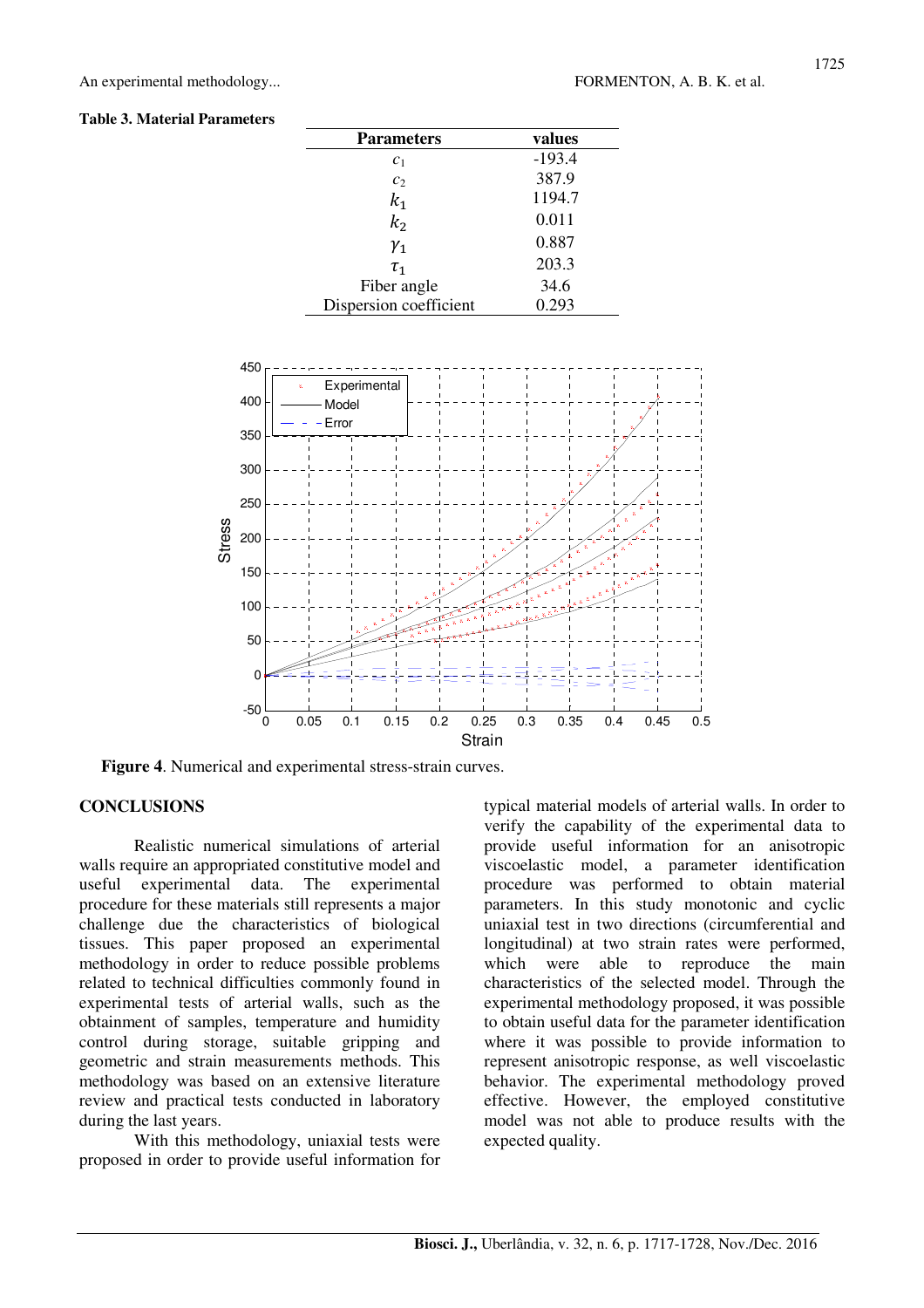**Table 3. Material Parameters**

| Parameters | values |
|---|---|
| $c_1$ | -193.4 |
| $c_2$ | 387.9 |
| $k_1$ | 1194.7 |
| $k_2$ | 0.011 |
| $\gamma_1$ | 0.887 |
| $\tau_1$ | 203.3 |
| Fiber angle | 34.6 |
| Dispersion coefficient | 0.293 |

**Figure 4**. Numerical and experimental stress-strain curves.

## CONCLUSIONS

Realistic numerical simulations of arterial walls require an appropriated constitutive model and useful experimental data. The experimental procedure for these materials still represents a major challenge due the characteristics of biological tissues. This paper proposed an experimental methodology in order to reduce possible problems related to technical difficulties commonly found in experimental tests of arterial walls, such as the obtainment of samples, temperature and humidity control during storage, suitable gripping and geometric and strain measurements methods. This methodology was based on an extensive literature review and practical tests conducted in laboratory during the last years.

With this methodology, uniaxial tests were proposed in order to provide useful information for typical material models of arterial walls. In order to verify the capability of the experimental data to provide useful information for an anisotropic viscoelastic model, a parameter identification procedure was performed to obtain material parameters. In this study monotonic and cyclic uniaxial test in two directions (circumferential and longitudinal) at two strain rates were performed, which were able to reproduce the main characteristics of the selected model. Through the experimental methodology proposed, it was possible to obtain useful data for the parameter identification where it was possible to provide information to represent anisotropic response, as well viscoelastic behavior. The experimental methodology proved effective. However, the employed constitutive model was not able to produce results with the expected quality.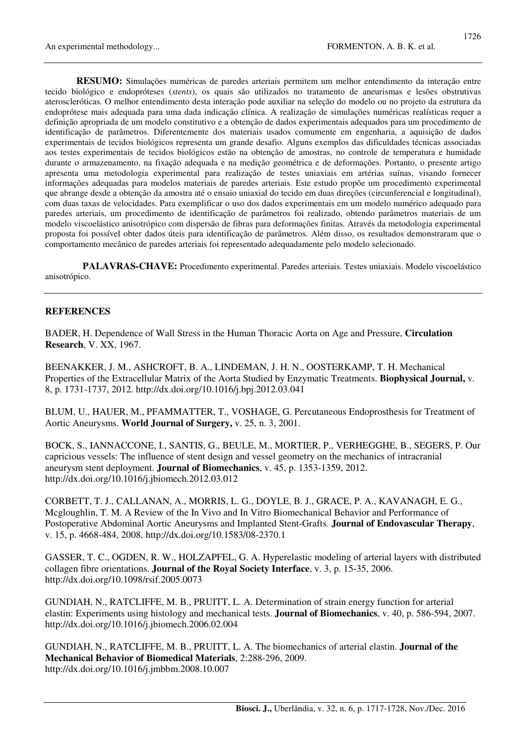**RESUMO:** Simulações numéricas de paredes arteriais permitem um melhor entendimento da interação entre tecido biológico e endopróteses (*stents*), os quais são utilizados no tratamento de aneurismas e lesões obstrutivas ateroscleróticas. O melhor entendimento desta interação pode auxiliar na seleção do modelo ou no projeto da estrutura da endoprótese mais adequada para uma dada indicação clínica. A realização de simulações numéricas realísticas requer a definição apropriada de um modelo constitutivo e a obtenção de dados experimentais adequados para um procedimento de identificação de parâmetros. Diferentemente dos materiais usados comumente em engenharia, a aquisição de dados experimentais de tecidos biológicos representa um grande desafio. Alguns exemplos das dificuldades técnicas associadas aos testes experimentais de tecidos biológicos estão na obtenção de amostras, no controle de temperatura e humidade durante o armazenamento, na fixação adequada e na medição geométrica e de deformações. Portanto, o presente artigo apresenta uma metodologia experimental para realização de testes uniaxiais em artérias suínas, visando fornecer informações adequadas para modelos materiais de paredes arteriais. Este estudo propõe um procedimento experimental que abrange desde a obtenção da amostra até o ensaio uniaxial do tecido em duas direções (circunferencial e longitudinal), com duas taxas de velocidades. Para exemplificar o uso dos dados experimentais em um modelo numérico adequado para paredes arteriais, um procedimento de identificação de parâmetros foi realizado, obtendo parâmetros materiais de um modelo viscoelástico anisotrópico com dispersão de fibras para deformações finitas. Através da metodologia experimental proposta foi possível obter dados úteis para identificação de parâmetros. Além disso, os resultados demonstraram que o comportamento mecânico de paredes arteriais foi representado adequadamente pelo modelo selecionado.

**PALAVRAS-CHAVE:** Procedimento experimental. Paredes arteriais. Testes uniaxiais. Modelo viscoelástico anisotrópico.

## REFERENCES

BADER, H. Dependence of Wall Stress in the Human Thoracic Aorta on Age and Pressure, **Circulation Research**, V. XX, 1967.

BEENAKKER, J. M., ASHCROFT, B. A., LINDEMAN, J. H. N., OOSTERKAMP, T. H. Mechanical Properties of the Extracellular Matrix of the Aorta Studied by Enzymatic Treatments. **Biophysical Journal,** v. 8, p. 1731-1737, 2012. http://dx.doi.org/10.1016/j.bpj.2012.03.041

BLUM, U., HAUER, M., PFAMMATTER, T., VOSHAGE, G. Percutaneous Endoprosthesis for Treatment of Aortic Aneurysms. **World Journal of Surgery,** v. 25, n. 3, 2001.

BOCK, S., IANNACCONE, I., SANTIS, G., BEULE, M., MORTIER, P., VERHEGGHE, B., SEGERS, P. Our capricious vessels: The influence of stent design and vessel geometry on the mechanics of intracranial aneurysm stent deployment. **Journal of Biomechanics**, v. 45, p. 1353-1359, 2012. http://dx.doi.org/10.1016/j.jbiomech.2012.03.012

CORBETT, T. J., CALLANAN, A., MORRIS, L. G., DOYLE, B. J., GRACE, P. A., KAVANAGH, E. G., Mcgloughlin, T. M. A Review of the In Vivo and In Vitro Biomechanical Behavior and Performance of Postoperative Abdominal Aortic Aneurysms and Implanted Stent-Grafts. **Journal of Endovascular Therapy**, v. 15, p. 4668-484, 2008. http://dx.doi.org/10.1583/08-2370.1

GASSER, T. C., OGDEN, R. W., HOLZAPFEL, G. A. Hyperelastic modeling of arterial layers with distributed collagen fibre orientations. **Journal of the Royal Society Interface**, v. 3, p. 15-35, 2006. http://dx.doi.org/10.1098/rsif.2005.0073

GUNDIAH, N., RATCLIFFE, M. B., PRUITT, L. A. Determination of strain energy function for arterial elastin: Experiments using histology and mechanical tests. **Journal of Biomechanics**, v. 40, p. 586-594, 2007. http://dx.doi.org/10.1016/j.jbiomech.2006.02.004

GUNDIAH, N., RATCLIFFE, M. B., PRUITT, L. A. The biomechanics of arterial elastin. **Journal of the Mechanical Behavior of Biomedical Materials**, 2:288-296, 2009. http://dx.doi.org/10.1016/j.jmbbm.2008.10.007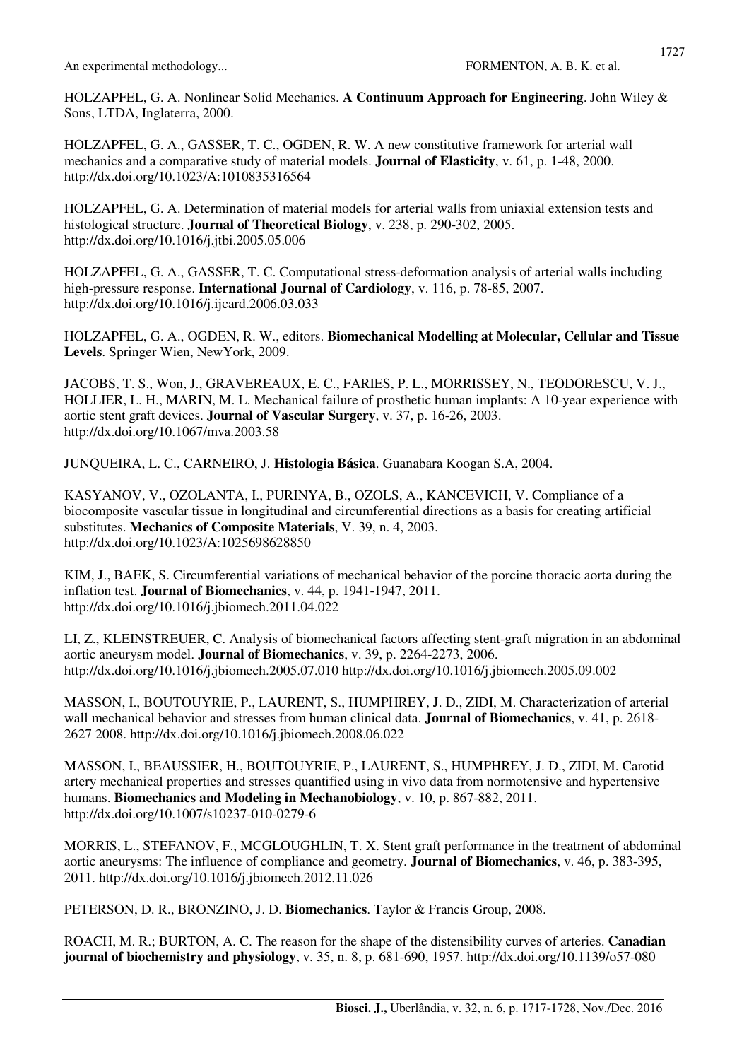HOLZAPFEL, G. A. Nonlinear Solid Mechanics. **A Continuum Approach for Engineering**. John Wiley & Sons, LTDA, Inglaterra, 2000.

HOLZAPFEL, G. A., GASSER, T. C., OGDEN, R. W. A new constitutive framework for arterial wall mechanics and a comparative study of material models. **Journal of Elasticity**, v. 61, p. 1-48, 2000. http://dx.doi.org/10.1023/A:1010835316564

HOLZAPFEL, G. A. Determination of material models for arterial walls from uniaxial extension tests and histological structure. **Journal of Theoretical Biology**, v. 238, p. 290-302, 2005. http://dx.doi.org/10.1016/j.jtbi.2005.05.006

HOLZAPFEL, G. A., GASSER, T. C. Computational stress-deformation analysis of arterial walls including high-pressure response. **International Journal of Cardiology**, v. 116, p. 78-85, 2007. http://dx.doi.org/10.1016/j.ijcard.2006.03.033

HOLZAPFEL, G. A., OGDEN, R. W., editors. **Biomechanical Modelling at Molecular, Cellular and Tissue Levels**. Springer Wien, NewYork, 2009.

JACOBS, T. S., Won, J., GRAVEREAUX, E. C., FARIES, P. L., MORRISSEY, N., TEODORESCU, V. J., HOLLIER, L. H., MARIN, M. L. Mechanical failure of prosthetic human implants: A 10-year experience with aortic stent graft devices. **Journal of Vascular Surgery**, v. 37, p. 16-26, 2003. http://dx.doi.org/10.1067/mva.2003.58

JUNQUEIRA, L. C., CARNEIRO, J. **Histologia Básica**. Guanabara Koogan S.A, 2004.

KASYANOV, V., OZOLANTA, I., PURINYA, B., OZOLS, A., KANCEVICH, V. Compliance of a biocomposite vascular tissue in longitudinal and circumferential directions as a basis for creating artificial substitutes. **Mechanics of Composite Materials**, V. 39, n. 4, 2003. http://dx.doi.org/10.1023/A:1025698628850

KIM, J., BAEK, S. Circumferential variations of mechanical behavior of the porcine thoracic aorta during the inflation test. **Journal of Biomechanics**, v. 44, p. 1941-1947, 2011. http://dx.doi.org/10.1016/j.jbiomech.2011.04.022

LI, Z., KLEINSTREUER, C. Analysis of biomechanical factors affecting stent-graft migration in an abdominal aortic aneurysm model. **Journal of Biomechanics**, v. 39, p. 2264-2273, 2006. http://dx.doi.org/10.1016/j.jbiomech.2005.07.010 http://dx.doi.org/10.1016/j.jbiomech.2005.09.002

MASSON, I., BOUTOUYRIE, P., LAURENT, S., HUMPHREY, J. D., ZIDI, M. Characterization of arterial wall mechanical behavior and stresses from human clinical data. **Journal of Biomechanics**, v. 41, p. 2618-2627 2008. http://dx.doi.org/10.1016/j.jbiomech.2008.06.022

MASSON, I., BEAUSSIER, H., BOUTOUYRIE, P., LAURENT, S., HUMPHREY, J. D., ZIDI, M. Carotid artery mechanical properties and stresses quantified using in vivo data from normotensive and hypertensive humans. **Biomechanics and Modeling in Mechanobiology**, v. 10, p. 867-882, 2011. http://dx.doi.org/10.1007/s10237-010-0279-6

MORRIS, L., STEFANOV, F., MCGLOUGHLIN, T. X. Stent graft performance in the treatment of abdominal aortic aneurysms: The influence of compliance and geometry. **Journal of Biomechanics**, v. 46, p. 383-395, 2011. http://dx.doi.org/10.1016/j.jbiomech.2012.11.026

PETERSON, D. R., BRONZINO, J. D. **Biomechanics**. Taylor & Francis Group, 2008.

ROACH, M. R.; BURTON, A. C. The reason for the shape of the distensibility curves of arteries. **Canadian journal of biochemistry and physiology**, v. 35, n. 8, p. 681-690, 1957. http://dx.doi.org/10.1139/o57-080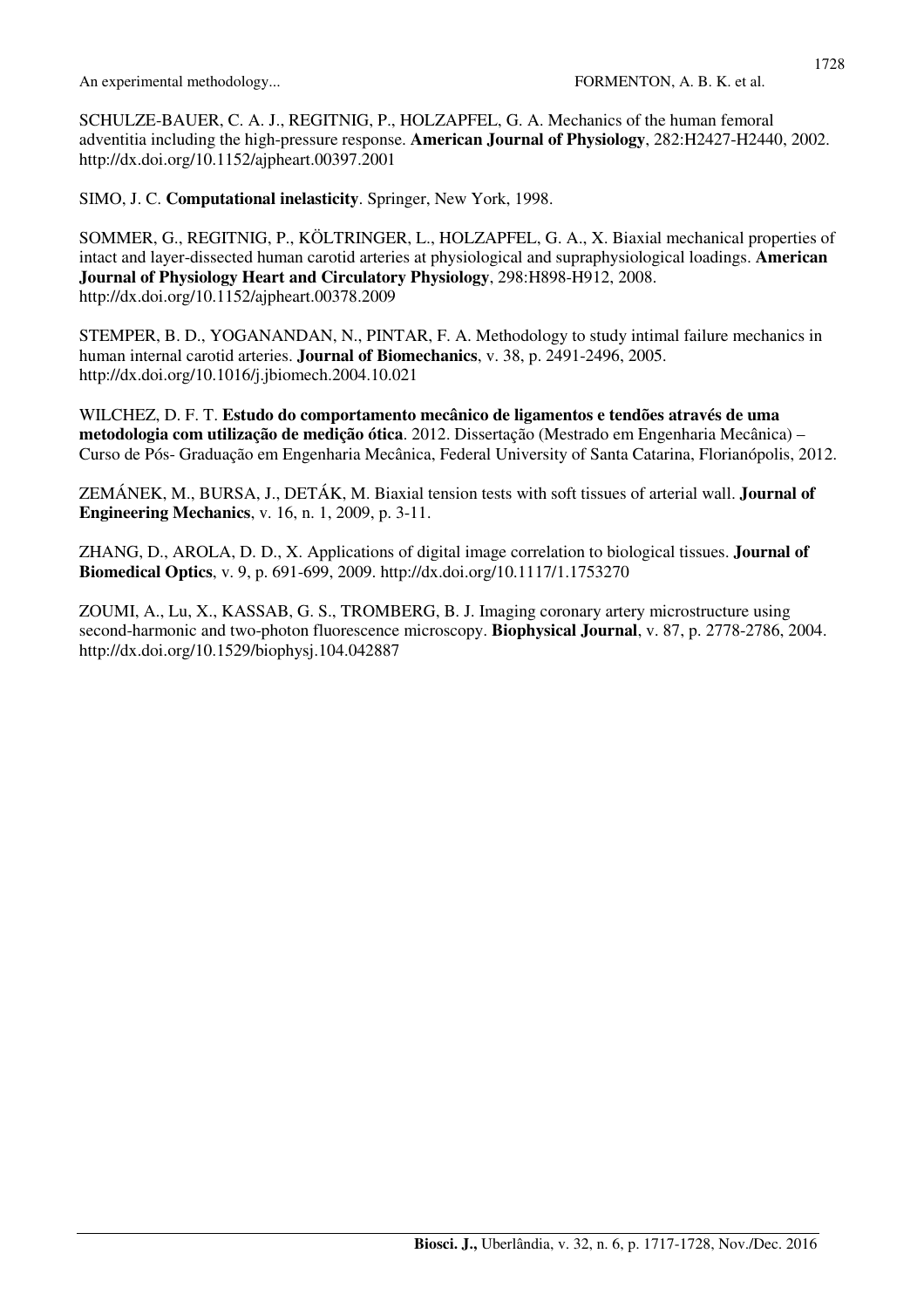SCHULZE-BAUER, C. A. J., REGITNIG, P., HOLZAPFEL, G. A. Mechanics of the human femoral adventitia including the high-pressure response. **American Journal of Physiology**, 282:H2427-H2440, 2002. http://dx.doi.org/10.1152/ajpheart.00397.2001

SIMO, J. C. **Computational inelasticity**. Springer, New York, 1998.

SOMMER, G., REGITNIG, P., KÖLTRINGER, L., HOLZAPFEL, G. A., X. Biaxial mechanical properties of intact and layer-dissected human carotid arteries at physiological and supraphysiological loadings. **American Journal of Physiology Heart and Circulatory Physiology**, 298:H898-H912, 2008. http://dx.doi.org/10.1152/ajpheart.00378.2009

STEMPER, B. D., YOGANANDAN, N., PINTAR, F. A. Methodology to study intimal failure mechanics in human internal carotid arteries. **Journal of Biomechanics**, v. 38, p. 2491-2496, 2005. http://dx.doi.org/10.1016/j.jbiomech.2004.10.021

WILCHEZ, D. F. T. **Estudo do comportamento mecânico de ligamentos e tendões através de uma metodologia com utilização de medição ótica**. 2012. Dissertação (Mestrado em Engenharia Mecânica) – Curso de Pós- Graduação em Engenharia Mecânica, Federal University of Santa Catarina, Florianópolis, 2012.

ZEMÁNEK, M., BURSA, J., DETÁK, M. Biaxial tension tests with soft tissues of arterial wall. **Journal of Engineering Mechanics**, v. 16, n. 1, 2009, p. 3-11.

ZHANG, D., AROLA, D. D., X. Applications of digital image correlation to biological tissues. **Journal of Biomedical Optics**, v. 9, p. 691-699, 2009. http://dx.doi.org/10.1117/1.1753270

ZOUMI, A., Lu, X., KASSAB, G. S., TROMBERG, B. J. Imaging coronary artery microstructure using second-harmonic and two-photon fluorescence microscopy. **Biophysical Journal**, v. 87, p. 2778-2786, 2004. http://dx.doi.org/10.1529/biophysj.104.042887